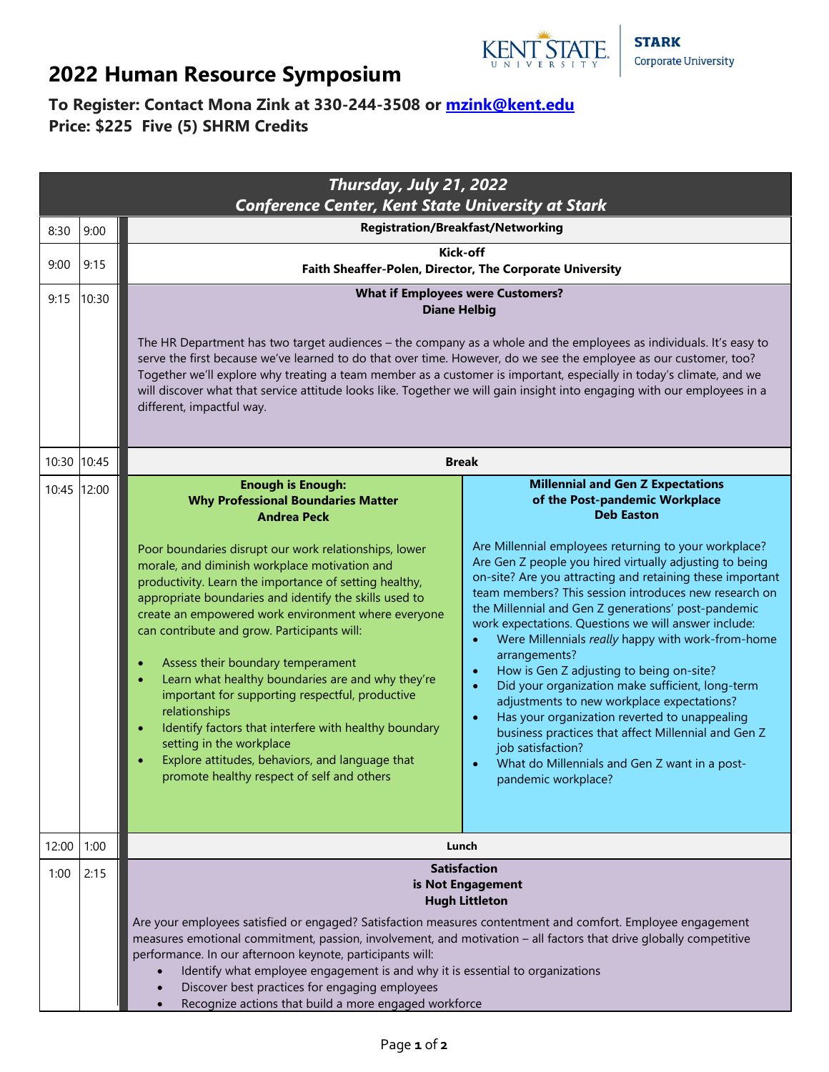# 2022 Human Resource Symposium

KENT STATE UNIVERSITY | STARK Corporate University

**To Register: Contact Mona Zink at 330-244-3508 or mzink@kent.edu**
**Price: $225 Five (5) SHRM Credits**

## *Thursday, July 21, 2022*
## *Conference Center, Kent State University at Stark*

**8:30 – 9:00**
**Registration/Breakfast/Networking**

**9:00 – 9:15**
**Kick-off**
**Faith Sheaffer-Polen, Director, The Corporate University**

**9:15 – 10:30**
**What if Employees were Customers?**
**Diane Helbig**

The HR Department has two target audiences – the company as a whole and the employees as individuals. It's easy to serve the first because we've learned to do that over time. However, do we see the employee as our customer, too? Together we'll explore why treating a team member as a customer is important, especially in today's climate, and we will discover what that service attitude looks like. Together we will gain insight into engaging with our employees in a different, impactful way.

**10:30 – 10:45**
**Break**

**10:45 – 12:00**

**Enough is Enough:**
**Why Professional Boundaries Matter**
**Andrea Peck**

Poor boundaries disrupt our work relationships, lower morale, and diminish workplace motivation and productivity. Learn the importance of setting healthy, appropriate boundaries and identify the skills used to create an empowered work environment where everyone can contribute and grow. Participants will:

- Assess their boundary temperament
- Learn what healthy boundaries are and why they're important for supporting respectful, productive relationships
- Identify factors that interfere with healthy boundary setting in the workplace
- Explore attitudes, behaviors, and language that promote healthy respect of self and others

**Millennial and Gen Z Expectations**
**of the Post-pandemic Workplace**
**Deb Easton**

Are Millennial employees returning to your workplace? Are Gen Z people you hired virtually adjusting to being on-site? Are you attracting and retaining these important team members? This session introduces new research on the Millennial and Gen Z generations' post-pandemic work expectations. Questions we will answer include:

- Were Millennials *really* happy with work-from-home arrangements?
- How is Gen Z adjusting to being on-site?
- Did your organization make sufficient, long-term adjustments to new workplace expectations?
- Has your organization reverted to unappealing business practices that affect Millennial and Gen Z job satisfaction?
- What do Millennials and Gen Z want in a post-pandemic workplace?

**12:00 – 1:00**
**Lunch**

**1:00 – 2:15**
**Satisfaction**
**is Not Engagement**
**Hugh Littleton**

Are your employees satisfied or engaged? Satisfaction measures contentment and comfort. Employee engagement measures emotional commitment, passion, involvement, and motivation – all factors that drive globally competitive performance. In our afternoon keynote, participants will:

- Identify what employee engagement is and why it is essential to organizations
- Discover best practices for engaging employees
- Recognize actions that build a more engaged workforce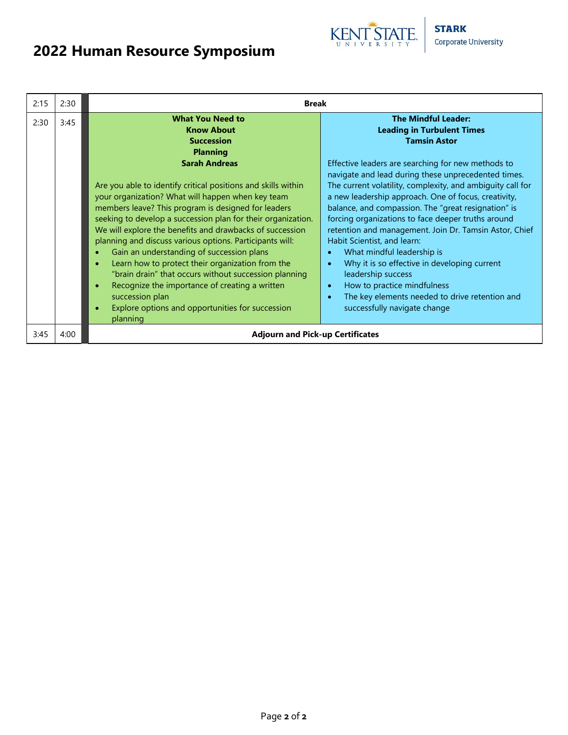# 2022 Human Resource Symposium

KENT STATE UNIVERSITY | STARK Corporate University

| | | | |
|---|---|---|---|
| 2:15 | 2:30 | **Break** | |
| 2:30 | 3:45 | **What You Need to Know About Succession Planning**<br>**Sarah Andreas**<br><br>Are you able to identify critical positions and skills within your organization? What will happen when key team members leave? This program is designed for leaders seeking to develop a succession plan for their organization. We will explore the benefits and drawbacks of succession planning and discuss various options. Participants will:<br>• Gain an understanding of succession plans<br>• Learn how to protect their organization from the "brain drain" that occurs without succession planning<br>• Recognize the importance of creating a written succession plan<br>• Explore options and opportunities for succession planning | **The Mindful Leader: Leading in Turbulent Times**<br>**Tamsin Astor**<br><br>Effective leaders are searching for new methods to navigate and lead during these unprecedented times. The current volatility, complexity, and ambiguity call for a new leadership approach. One of focus, creativity, balance, and compassion. The "great resignation" is forcing organizations to face deeper truths around retention and management. Join Dr. Tamsin Astor, Chief Habit Scientist, and learn:<br>• What mindful leadership is<br>• Why it is so effective in developing current leadership success<br>• How to practice mindfulness<br>• The key elements needed to drive retention and successfully navigate change |
| 3:45 | 4:00 | **Adjourn and Pick-up Certificates** | |